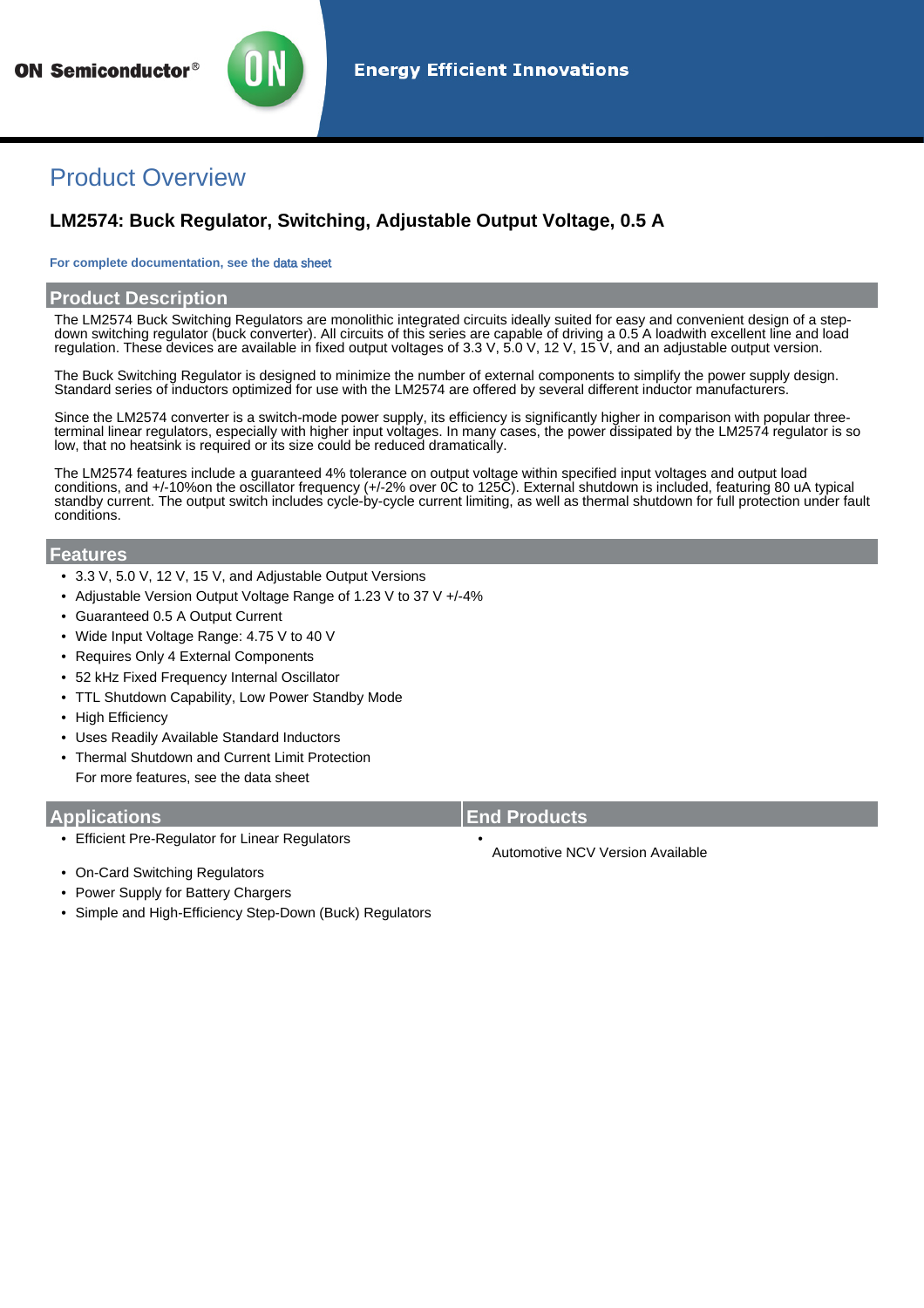ON Semiconductor®

Energy Efficient Innovations

# Product Overview

## LM2574: Buck Regulator, Switching, Adjustable Output Voltage, 0.5 A

**For complete documentation, see the data sheet**

### Product Description

The LM2574 Buck Switching Regulators are monolithic integrated circuits ideally suited for easy and convenient design of a step-down switching regulator (buck converter). All circuits of this series are capable of driving a 0.5 A loadwith excellent line and load regulation. These devices are available in fixed output voltages of 3.3 V, 5.0 V, 12 V, 15 V, and an adjustable output version.

The Buck Switching Regulator is designed to minimize the number of external components to simplify the power supply design. Standard series of inductors optimized for use with the LM2574 are offered by several different inductor manufacturers.

Since the LM2574 converter is a switch-mode power supply, its efficiency is significantly higher in comparison with popular three-terminal linear regulators, especially with higher input voltages. In many cases, the power dissipated by the LM2574 regulator is so low, that no heatsink is required or its size could be reduced dramatically.

The LM2574 features include a guaranteed 4% tolerance on output voltage within specified input voltages and output load conditions, and +/-10%on the oscillator frequency (+/-2% over 0C to 125C). External shutdown is included, featuring 80 uA typical standby current. The output switch includes cycle-by-cycle current limiting, as well as thermal shutdown for full protection under fault conditions.

### Features

- 3.3 V, 5.0 V, 12 V, 15 V, and Adjustable Output Versions
- Adjustable Version Output Voltage Range of 1.23 V to 37 V +/-4%
- Guaranteed 0.5 A Output Current
- Wide Input Voltage Range: 4.75 V to 40 V
- Requires Only 4 External Components
- 52 kHz Fixed Frequency Internal Oscillator
- TTL Shutdown Capability, Low Power Standby Mode
- High Efficiency
- Uses Readily Available Standard Inductors
- Thermal Shutdown and Current Limit Protection

For more features, see the data sheet

### Applications

- Efficient Pre-Regulator for Linear Regulators
- On-Card Switching Regulators
- Power Supply for Battery Chargers
- Simple and High-Efficiency Step-Down (Buck) Regulators

### End Products

- Automotive NCV Version Available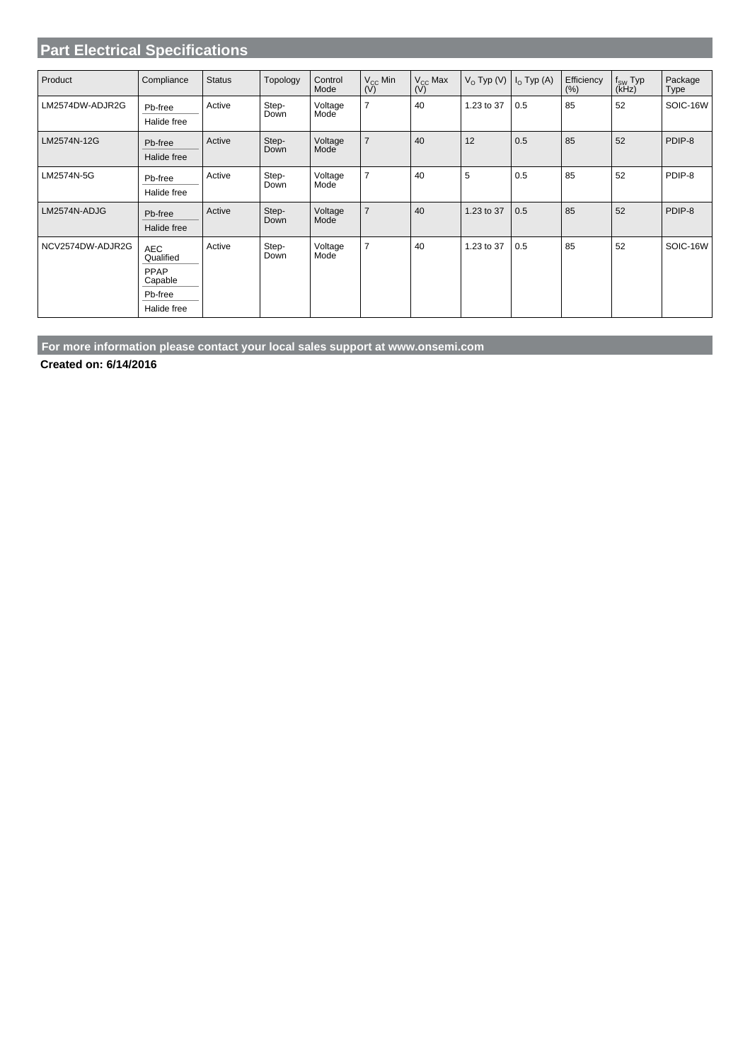## Part Electrical Specifications

| Product | Compliance | Status | Topology | Control Mode | $V_{CC}$ Min (V) | $V_{CC}$ Max (V) | $V_O$ Typ (V) | $I_O$ Typ (A) | Efficiency (%) | $f_{SW}$ Typ (kHz) | Package Type |
|---|---|---|---|---|---|---|---|---|---|---|---|
| LM2574DW-ADJR2G | Pb-free<br>Halide free | Active | Step-Down | Voltage Mode | 7 | 40 | 1.23 to 37 | 0.5 | 85 | 52 | SOIC-16W |
| LM2574N-12G | Pb-free<br>Halide free | Active | Step-Down | Voltage Mode | 7 | 40 | 12 | 0.5 | 85 | 52 | PDIP-8 |
| LM2574N-5G | Pb-free<br>Halide free | Active | Step-Down | Voltage Mode | 7 | 40 | 5 | 0.5 | 85 | 52 | PDIP-8 |
| LM2574N-ADJG | Pb-free<br>Halide free | Active | Step-Down | Voltage Mode | 7 | 40 | 1.23 to 37 | 0.5 | 85 | 52 | PDIP-8 |
| NCV2574DW-ADJR2G | AEC Qualified<br>PPAP Capable<br>Pb-free<br>Halide free | Active | Step-Down | Voltage Mode | 7 | 40 | 1.23 to 37 | 0.5 | 85 | 52 | SOIC-16W |

**For more information please contact your local sales support at www.onsemi.com**

**Created on: 6/14/2016**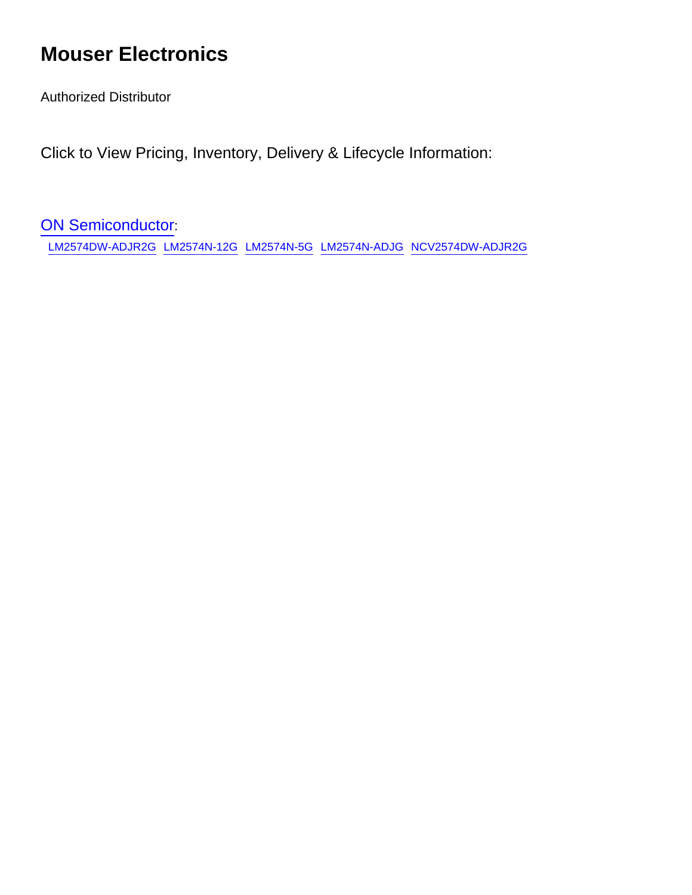# Mouser Electronics

Authorized Distributor

Click to View Pricing, Inventory, Delivery & Lifecycle Information:

ON Semiconductor:

LM2574DW-ADJR2G LM2574N-12G LM2574N-5G LM2574N-ADJG NCV2574DW-ADJR2G